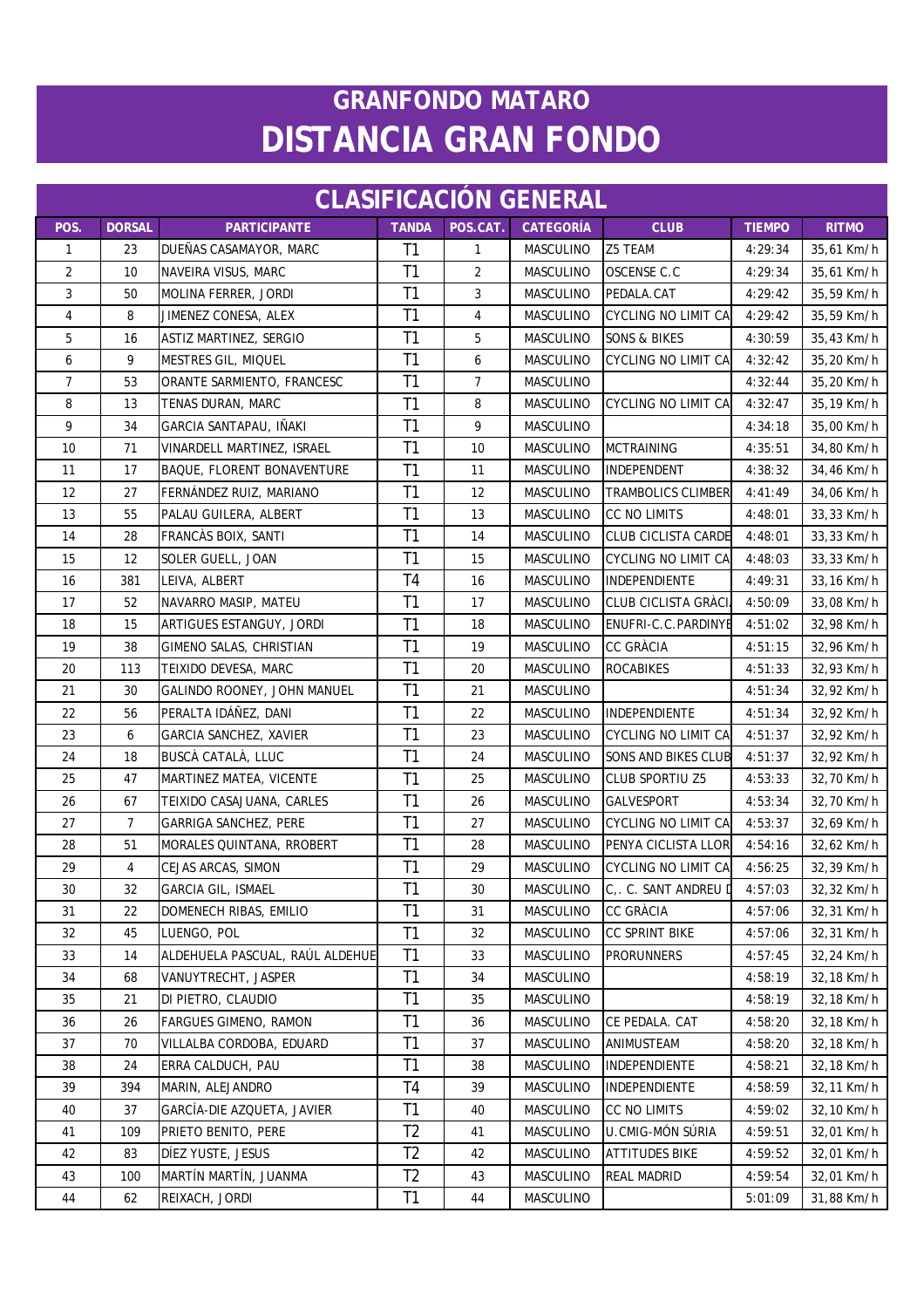# GRANFONDO MATARO
# DISTANCIA GRAN FONDO

## CLASIFICACIÓN GENERAL

| POS. | DORSAL | PARTICIPANTE | TANDA | POS.CAT. | CATEGORÍA | CLUB | TIEMPO | RITMO |
|---|---|---|---|---|---|---|---|---|
| 1 | 23 | DUEÑAS CASAMAYOR, MARC | T1 | 1 | MASCULINO | Z5 TEAM | 4:29:34 | 35,61 Km/h |
| 2 | 10 | NAVEIRA VISUS, MARC | T1 | 2 | MASCULINO | OSCENSE C.C | 4:29:34 | 35,61 Km/h |
| 3 | 50 | MOLINA FERRER, JORDI | T1 | 3 | MASCULINO | PEDALA.CAT | 4:29:42 | 35,59 Km/h |
| 4 | 8 | JIMENEZ CONESA, ALEX | T1 | 4 | MASCULINO | CYCLING NO LIMIT CA | 4:29:42 | 35,59 Km/h |
| 5 | 16 | ASTIZ MARTINEZ, SERGIO | T1 | 5 | MASCULINO | SONS & BIKES | 4:30:59 | 35,43 Km/h |
| 6 | 9 | MESTRES GIL, MIQUEL | T1 | 6 | MASCULINO | CYCLING NO LIMIT CA | 4:32:42 | 35,20 Km/h |
| 7 | 53 | ORANTE SARMIENTO, FRANCESC | T1 | 7 | MASCULINO | | 4:32:44 | 35,20 Km/h |
| 8 | 13 | TENAS DURAN, MARC | T1 | 8 | MASCULINO | CYCLING NO LIMIT CA | 4:32:47 | 35,19 Km/h |
| 9 | 34 | GARCIA SANTAPAU, IÑAKI | T1 | 9 | MASCULINO | | 4:34:18 | 35,00 Km/h |
| 10 | 71 | VINARDELL MARTINEZ, ISRAEL | T1 | 10 | MASCULINO | MCTRAINING | 4:35:51 | 34,80 Km/h |
| 11 | 17 | BAQUE, FLORENT BONAVENTURE | T1 | 11 | MASCULINO | INDEPENDENT | 4:38:32 | 34,46 Km/h |
| 12 | 27 | FERNÁNDEZ RUIZ, MARIANO | T1 | 12 | MASCULINO | TRAMBOLICS CLIMBER | 4:41:49 | 34,06 Km/h |
| 13 | 55 | PALAU GUILERA, ALBERT | T1 | 13 | MASCULINO | CC NO LIMITS | 4:48:01 | 33,33 Km/h |
| 14 | 28 | FRANCÀS BOIX, SANTI | T1 | 14 | MASCULINO | CLUB CICLISTA CARDE | 4:48:01 | 33,33 Km/h |
| 15 | 12 | SOLER GUELL, JOAN | T1 | 15 | MASCULINO | CYCLING NO LIMIT CA | 4:48:03 | 33,33 Km/h |
| 16 | 381 | LEIVA, ALBERT | T4 | 16 | MASCULINO | INDEPENDIENTE | 4:49:31 | 33,16 Km/h |
| 17 | 52 | NAVARRO MASIP, MATEU | T1 | 17 | MASCULINO | CLUB CICLISTA GRÀCI | 4:50:09 | 33,08 Km/h |
| 18 | 15 | ARTIGUES ESTANGUY, JORDI | T1 | 18 | MASCULINO | ENUFRI-C.C.PARDINYE | 4:51:02 | 32,98 Km/h |
| 19 | 38 | GIMENO SALAS, CHRISTIAN | T1 | 19 | MASCULINO | CC GRÀCIA | 4:51:15 | 32,96 Km/h |
| 20 | 113 | TEIXIDO DEVESA, MARC | T1 | 20 | MASCULINO | ROCABIKES | 4:51:33 | 32,93 Km/h |
| 21 | 30 | GALINDO ROONEY, JOHN MANUEL | T1 | 21 | MASCULINO | | 4:51:34 | 32,92 Km/h |
| 22 | 56 | PERALTA IDÁÑEZ, DANI | T1 | 22 | MASCULINO | INDEPENDIENTE | 4:51:34 | 32,92 Km/h |
| 23 | 6 | GARCIA SANCHEZ, XAVIER | T1 | 23 | MASCULINO | CYCLING NO LIMIT CA | 4:51:37 | 32,92 Km/h |
| 24 | 18 | BUSCÀ CATALÀ, LLUC | T1 | 24 | MASCULINO | SONS AND BIKES CLUB | 4:51:37 | 32,92 Km/h |
| 25 | 47 | MARTINEZ MATEA, VICENTE | T1 | 25 | MASCULINO | CLUB SPORTIU Z5 | 4:53:33 | 32,70 Km/h |
| 26 | 67 | TEIXIDO CASAJUANA, CARLES | T1 | 26 | MASCULINO | GALVESPORT | 4:53:34 | 32,70 Km/h |
| 27 | 7 | GARRIGA SANCHEZ, PERE | T1 | 27 | MASCULINO | CYCLING NO LIMIT CA | 4:53:37 | 32,69 Km/h |
| 28 | 51 | MORALES QUINTANA, RROBERT | T1 | 28 | MASCULINO | PENYA CICLISTA LLOR | 4:54:16 | 32,62 Km/h |
| 29 | 4 | CEJAS ARCAS, SIMON | T1 | 29 | MASCULINO | CYCLING NO LIMIT CA | 4:56:25 | 32,39 Km/h |
| 30 | 32 | GARCIA GIL, ISMAEL | T1 | 30 | MASCULINO | C,. C. SANT ANDREU D | 4:57:03 | 32,32 Km/h |
| 31 | 22 | DOMENECH RIBAS, EMILIO | T1 | 31 | MASCULINO | CC GRÀCIA | 4:57:06 | 32,31 Km/h |
| 32 | 45 | LUENGO, POL | T1 | 32 | MASCULINO | CC SPRINT BIKE | 4:57:06 | 32,31 Km/h |
| 33 | 14 | ALDEHUELA PASCUAL, RAÚL ALDEHUE | T1 | 33 | MASCULINO | PRORUNNERS | 4:57:45 | 32,24 Km/h |
| 34 | 68 | VANUYTRECHT, JASPER | T1 | 34 | MASCULINO | | 4:58:19 | 32,18 Km/h |
| 35 | 21 | DI PIETRO, CLAUDIO | T1 | 35 | MASCULINO | | 4:58:19 | 32,18 Km/h |
| 36 | 26 | FARGUES GIMENO, RAMON | T1 | 36 | MASCULINO | CE PEDALA. CAT | 4:58:20 | 32,18 Km/h |
| 37 | 70 | VILLALBA CORDOBA, EDUARD | T1 | 37 | MASCULINO | ANIMUSTEAM | 4:58:20 | 32,18 Km/h |
| 38 | 24 | ERRA CALDUCH, PAU | T1 | 38 | MASCULINO | INDEPENDIENTE | 4:58:21 | 32,18 Km/h |
| 39 | 394 | MARIN, ALEJANDRO | T4 | 39 | MASCULINO | INDEPENDIENTE | 4:58:59 | 32,11 Km/h |
| 40 | 37 | GARCÍA-DIE AZQUETA, JAVIER | T1 | 40 | MASCULINO | CC NO LIMITS | 4:59:02 | 32,10 Km/h |
| 41 | 109 | PRIETO BENITO, PERE | T2 | 41 | MASCULINO | U.CMIG-MÓN SÚRIA | 4:59:51 | 32,01 Km/h |
| 42 | 83 | DÍEZ YUSTE, JESUS | T2 | 42 | MASCULINO | ATTITUDES BIKE | 4:59:52 | 32,01 Km/h |
| 43 | 100 | MARTÍN MARTÍN, JUANMA | T2 | 43 | MASCULINO | REAL MADRID | 4:59:54 | 32,01 Km/h |
| 44 | 62 | REIXACH, JORDI | T1 | 44 | MASCULINO | | 5:01:09 | 31,88 Km/h |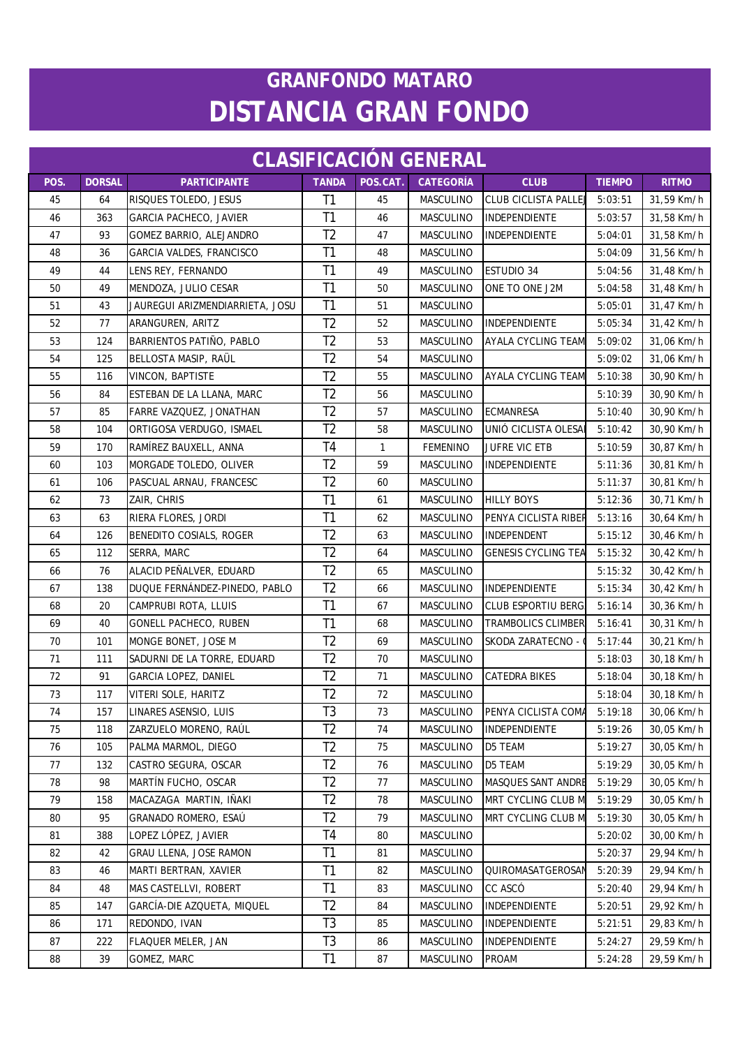# GRANFONDO MATARO
# DISTANCIA GRAN FONDO

## CLASIFICACIÓN GENERAL

| POS. | DORSAL | PARTICIPANTE | TANDA | POS.CAT. | CATEGORÍA | CLUB | TIEMPO | RITMO |
|---|---|---|---|---|---|---|---|---|
| 45 | 64 | RISQUES TOLEDO, JESUS | T1 | 45 | MASCULINO | CLUB CICLISTA PALLEJ | 5:03:51 | 31,59 Km/h |
| 46 | 363 | GARCIA PACHECO, JAVIER | T1 | 46 | MASCULINO | INDEPENDIENTE | 5:03:57 | 31,58 Km/h |
| 47 | 93 | GOMEZ BARRIO, ALEJANDRO | T2 | 47 | MASCULINO | INDEPENDIENTE | 5:04:01 | 31,58 Km/h |
| 48 | 36 | GARCIA VALDES, FRANCISCO | T1 | 48 | MASCULINO | | 5:04:09 | 31,56 Km/h |
| 49 | 44 | LENS REY, FERNANDO | T1 | 49 | MASCULINO | ESTUDIO 34 | 5:04:56 | 31,48 Km/h |
| 50 | 49 | MENDOZA, JULIO CESAR | T1 | 50 | MASCULINO | ONE TO ONE J2M | 5:04:58 | 31,48 Km/h |
| 51 | 43 | JAUREGUI ARIZMENDIARRIETA, JOSU | T1 | 51 | MASCULINO | | 5:05:01 | 31,47 Km/h |
| 52 | 77 | ARANGUREN, ARITZ | T2 | 52 | MASCULINO | INDEPENDIENTE | 5:05:34 | 31,42 Km/h |
| 53 | 124 | BARRIENTOS PATIÑO, PABLO | T2 | 53 | MASCULINO | AYALA CYCLING TEAM | 5:09:02 | 31,06 Km/h |
| 54 | 125 | BELLOSTA MASIP, RAÜL | T2 | 54 | MASCULINO | | 5:09:02 | 31,06 Km/h |
| 55 | 116 | VINCON, BAPTISTE | T2 | 55 | MASCULINO | AYALA CYCLING TEAM | 5:10:38 | 30,90 Km/h |
| 56 | 84 | ESTEBAN DE LA LLANA, MARC | T2 | 56 | MASCULINO | | 5:10:39 | 30,90 Km/h |
| 57 | 85 | FARRE VAZQUEZ, JONATHAN | T2 | 57 | MASCULINO | ECMANRESA | 5:10:40 | 30,90 Km/h |
| 58 | 104 | ORTIGOSA VERDUGO, ISMAEL | T2 | 58 | MASCULINO | UNIÓ CICLISTA OLESA | 5:10:42 | 30,90 Km/h |
| 59 | 170 | RAMÍREZ BAUXELL, ANNA | T4 | 1 | FEMENINO | JUFRE VIC ETB | 5:10:59 | 30,87 Km/h |
| 60 | 103 | MORGADE TOLEDO, OLIVER | T2 | 59 | MASCULINO | INDEPENDIENTE | 5:11:36 | 30,81 Km/h |
| 61 | 106 | PASCUAL ARNAU, FRANCESC | T2 | 60 | MASCULINO | | 5:11:37 | 30,81 Km/h |
| 62 | 73 | ZAIR, CHRIS | T1 | 61 | MASCULINO | HILLY BOYS | 5:12:36 | 30,71 Km/h |
| 63 | 63 | RIERA FLORES, JORDI | T1 | 62 | MASCULINO | PENYA CICLISTA RIBER | 5:13:16 | 30,64 Km/h |
| 64 | 126 | BENEDITO COSIALS, ROGER | T2 | 63 | MASCULINO | INDEPENDENT | 5:15:12 | 30,46 Km/h |
| 65 | 112 | SERRA, MARC | T2 | 64 | MASCULINO | GENESIS CYCLING TEA | 5:15:32 | 30,42 Km/h |
| 66 | 76 | ALACID PEÑALVER, EDUARD | T2 | 65 | MASCULINO | | 5:15:32 | 30,42 Km/h |
| 67 | 138 | DUQUE FERNÁNDEZ-PINEDO, PABLO | T2 | 66 | MASCULINO | INDEPENDIENTE | 5:15:34 | 30,42 Km/h |
| 68 | 20 | CAMPRUBI ROTA, LLUIS | T1 | 67 | MASCULINO | CLUB ESPORTIU BERG | 5:16:14 | 30,36 Km/h |
| 69 | 40 | GONELL PACHECO, RUBEN | T1 | 68 | MASCULINO | TRAMBOLICS CLIMBER | 5:16:41 | 30,31 Km/h |
| 70 | 101 | MONGE BONET, JOSE M | T2 | 69 | MASCULINO | SKODA ZARATECNO - | 5:17:44 | 30,21 Km/h |
| 71 | 111 | SADURNI DE LA TORRE, EDUARD | T2 | 70 | MASCULINO | | 5:18:03 | 30,18 Km/h |
| 72 | 91 | GARCIA LOPEZ, DANIEL | T2 | 71 | MASCULINO | CATEDRA BIKES | 5:18:04 | 30,18 Km/h |
| 73 | 117 | VITERI SOLE, HARITZ | T2 | 72 | MASCULINO | | 5:18:04 | 30,18 Km/h |
| 74 | 157 | LINARES ASENSIO, LUIS | T3 | 73 | MASCULINO | PENYA CICLISTA COMA | 5:19:18 | 30,06 Km/h |
| 75 | 118 | ZARZUELO MORENO, RAÚL | T2 | 74 | MASCULINO | INDEPENDIENTE | 5:19:26 | 30,05 Km/h |
| 76 | 105 | PALMA MARMOL, DIEGO | T2 | 75 | MASCULINO | D5 TEAM | 5:19:27 | 30,05 Km/h |
| 77 | 132 | CASTRO SEGURA, OSCAR | T2 | 76 | MASCULINO | D5 TEAM | 5:19:29 | 30,05 Km/h |
| 78 | 98 | MARTÍN FUCHO, OSCAR | T2 | 77 | MASCULINO | MASQUES SANT ANDRE | 5:19:29 | 30,05 Km/h |
| 79 | 158 | MACAZAGA MARTIN, IÑAKI | T2 | 78 | MASCULINO | MRT CYCLING CLUB M | 5:19:29 | 30,05 Km/h |
| 80 | 95 | GRANADO ROMERO, ESAÚ | T2 | 79 | MASCULINO | MRT CYCLING CLUB M | 5:19:30 | 30,05 Km/h |
| 81 | 388 | LOPEZ LÓPEZ, JAVIER | T4 | 80 | MASCULINO | | 5:20:02 | 30,00 Km/h |
| 82 | 42 | GRAU LLENA, JOSE RAMON | T1 | 81 | MASCULINO | | 5:20:37 | 29,94 Km/h |
| 83 | 46 | MARTI BERTRAN, XAVIER | T1 | 82 | MASCULINO | QUIROMASATGEROSAN | 5:20:39 | 29,94 Km/h |
| 84 | 48 | MAS CASTELLVI, ROBERT | T1 | 83 | MASCULINO | CC ASCÓ | 5:20:40 | 29,94 Km/h |
| 85 | 147 | GARCÍA-DIE AZQUETA, MIQUEL | T2 | 84 | MASCULINO | INDEPENDIENTE | 5:20:51 | 29,92 Km/h |
| 86 | 171 | REDONDO, IVAN | T3 | 85 | MASCULINO | INDEPENDIENTE | 5:21:51 | 29,83 Km/h |
| 87 | 222 | FLAQUER MELER, JAN | T3 | 86 | MASCULINO | INDEPENDIENTE | 5:24:27 | 29,59 Km/h |
| 88 | 39 | GOMEZ, MARC | T1 | 87 | MASCULINO | PROAM | 5:24:28 | 29,59 Km/h |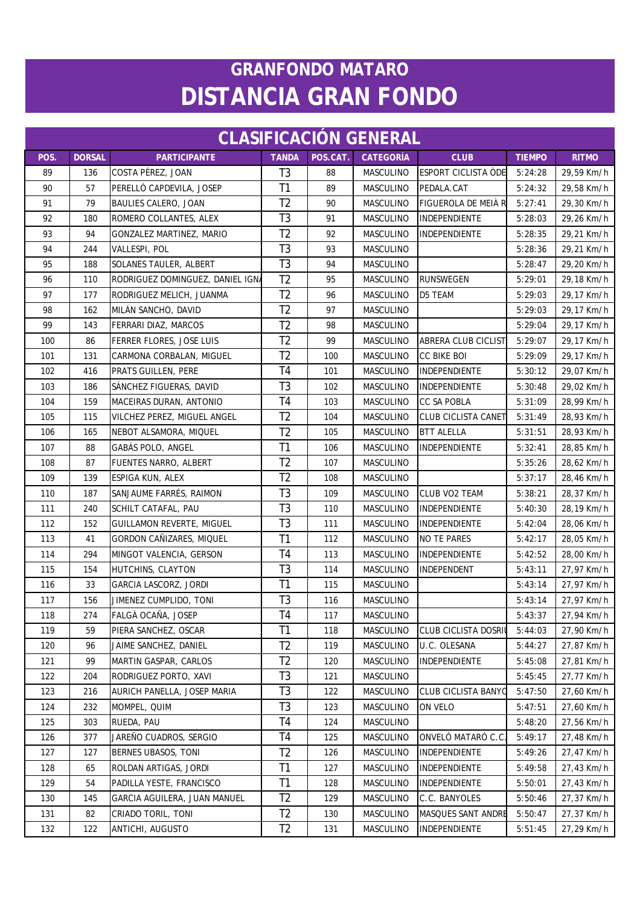# GRANFONDO MATARO
# DISTANCIA GRAN FONDO

## CLASIFICACIÓN GENERAL

| POS. | DORSAL | PARTICIPANTE | TANDA | POS.CAT. | CATEGORÍA | CLUB | TIEMPO | RITMO |
|---|---|---|---|---|---|---|---|---|
| 89 | 136 | COSTA PÉREZ, JOAN | T3 | 88 | MASCULINO | ESPORT CICLISTA ÒDE | 5:24:28 | 29,59 Km/h |
| 90 | 57 | PERELLÓ CAPDEVILA, JOSEP | T1 | 89 | MASCULINO | PEDALA.CAT | 5:24:32 | 29,58 Km/h |
| 91 | 79 | BAULIES CALERO, JOAN | T2 | 90 | MASCULINO | FIGUEROLA DE MEIÀ R | 5:27:41 | 29,30 Km/h |
| 92 | 180 | ROMERO COLLANTES, ALEX | T3 | 91 | MASCULINO | INDEPENDIENTE | 5:28:03 | 29,26 Km/h |
| 93 | 94 | GONZALEZ MARTINEZ, MARIO | T2 | 92 | MASCULINO | INDEPENDIENTE | 5:28:35 | 29,21 Km/h |
| 94 | 244 | VALLESPI, POL | T3 | 93 | MASCULINO | | 5:28:36 | 29,21 Km/h |
| 95 | 188 | SOLANES TAULER, ALBERT | T3 | 94 | MASCULINO | | 5:28:47 | 29,20 Km/h |
| 96 | 110 | RODRIGUEZ DOMINGUEZ, DANIEL IGN | T2 | 95 | MASCULINO | RUNSWEGEN | 5:29:01 | 29,18 Km/h |
| 97 | 177 | RODRIGUEZ MELICH, JUANMA | T2 | 96 | MASCULINO | D5 TEAM | 5:29:03 | 29,17 Km/h |
| 98 | 162 | MILÁN SANCHO, DAVID | T2 | 97 | MASCULINO | | 5:29:03 | 29,17 Km/h |
| 99 | 143 | FERRARI DIAZ, MARCOS | T2 | 98 | MASCULINO | | 5:29:04 | 29,17 Km/h |
| 100 | 86 | FERRER FLORES, JOSE LUIS | T2 | 99 | MASCULINO | ABRERA CLUB CICLIST | 5:29:07 | 29,17 Km/h |
| 101 | 131 | CARMONA CORBALAN, MIGUEL | T2 | 100 | MASCULINO | CC BIKE BOI | 5:29:09 | 29,17 Km/h |
| 102 | 416 | PRATS GUILLEN, PERE | T4 | 101 | MASCULINO | INDEPENDIENTE | 5:30:12 | 29,07 Km/h |
| 103 | 186 | SÁNCHEZ FIGUERAS, DAVID | T3 | 102 | MASCULINO | INDEPENDIENTE | 5:30:48 | 29,02 Km/h |
| 104 | 159 | MACEIRAS DURAN, ANTONIO | T4 | 103 | MASCULINO | CC SA POBLA | 5:31:09 | 28,99 Km/h |
| 105 | 115 | VILCHEZ PEREZ, MIGUEL ANGEL | T2 | 104 | MASCULINO | CLUB CICLISTA CANET | 5:31:49 | 28,93 Km/h |
| 106 | 165 | NEBOT ALSAMORA, MIQUEL | T2 | 105 | MASCULINO | BTT ALELLA | 5:31:51 | 28,93 Km/h |
| 107 | 88 | GABÁS POLO, ANGEL | T1 | 106 | MASCULINO | INDEPENDIENTE | 5:32:41 | 28,85 Km/h |
| 108 | 87 | FUENTES NARRO, ALBERT | T2 | 107 | MASCULINO | | 5:35:26 | 28,62 Km/h |
| 109 | 139 | ESPIGA KUN, ALEX | T2 | 108 | MASCULINO | | 5:37:17 | 28,46 Km/h |
| 110 | 187 | SANJAUME FARRÉS, RAIMON | T3 | 109 | MASCULINO | CLUB VO2 TEAM | 5:38:21 | 28,37 Km/h |
| 111 | 240 | SCHILT CATAFAL, PAU | T3 | 110 | MASCULINO | INDEPENDIENTE | 5:40:30 | 28,19 Km/h |
| 112 | 152 | GUILLAMON REVERTE, MIGUEL | T3 | 111 | MASCULINO | INDEPENDIENTE | 5:42:04 | 28,06 Km/h |
| 113 | 41 | GORDON CAÑIZARES, MIQUEL | T1 | 112 | MASCULINO | NO TE PARES | 5:42:17 | 28,05 Km/h |
| 114 | 294 | MINGOT VALENCIA, GERSON | T4 | 113 | MASCULINO | INDEPENDIENTE | 5:42:52 | 28,00 Km/h |
| 115 | 154 | HUTCHINS, CLAYTON | T3 | 114 | MASCULINO | INDEPENDENT | 5:43:11 | 27,97 Km/h |
| 116 | 33 | GARCIA LASCORZ, JORDI | T1 | 115 | MASCULINO | | 5:43:14 | 27,97 Km/h |
| 117 | 156 | JIMENEZ CUMPLIDO, TONI | T3 | 116 | MASCULINO | | 5:43:14 | 27,97 Km/h |
| 118 | 274 | FALGÀ OCAÑA, JOSEP | T4 | 117 | MASCULINO | | 5:43:37 | 27,94 Km/h |
| 119 | 59 | PIERA SANCHEZ, OSCAR | T1 | 118 | MASCULINO | CLUB CICLISTA DOSRI | 5:44:03 | 27,90 Km/h |
| 120 | 96 | JAIME SANCHEZ, DANIEL | T2 | 119 | MASCULINO | U.C. OLESANA | 5:44:27 | 27,87 Km/h |
| 121 | 99 | MARTIN GASPAR, CARLOS | T2 | 120 | MASCULINO | INDEPENDIENTE | 5:45:08 | 27,81 Km/h |
| 122 | 204 | RODRIGUEZ PORTO, XAVI | T3 | 121 | MASCULINO | | 5:45:45 | 27,77 Km/h |
| 123 | 216 | AURICH PANELLA, JOSEP MARIA | T3 | 122 | MASCULINO | CLUB CICLISTA BANYO | 5:47:50 | 27,60 Km/h |
| 124 | 232 | MOMPEL, QUIM | T3 | 123 | MASCULINO | ON VELO | 5:47:51 | 27,60 Km/h |
| 125 | 303 | RUEDA, PAU | T4 | 124 | MASCULINO | | 5:48:20 | 27,56 Km/h |
| 126 | 377 | JAREÑO CUADROS, SERGIO | T4 | 125 | MASCULINO | ONVELÓ MATARÓ C.C. | 5:49:17 | 27,48 Km/h |
| 127 | 127 | BERNES UBASOS, TONI | T2 | 126 | MASCULINO | INDEPENDIENTE | 5:49:26 | 27,47 Km/h |
| 128 | 65 | ROLDAN ARTIGAS, JORDI | T1 | 127 | MASCULINO | INDEPENDIENTE | 5:49:58 | 27,43 Km/h |
| 129 | 54 | PADILLA YESTE, FRANCISCO | T1 | 128 | MASCULINO | INDEPENDIENTE | 5:50:01 | 27,43 Km/h |
| 130 | 145 | GARCIA AGUILERA, JUAN MANUEL | T2 | 129 | MASCULINO | C.C. BANYOLES | 5:50:46 | 27,37 Km/h |
| 131 | 82 | CRIADO TORIL, TONI | T2 | 130 | MASCULINO | MASQUES SANT ANDRE | 5:50:47 | 27,37 Km/h |
| 132 | 122 | ANTICHI, AUGUSTO | T2 | 131 | MASCULINO | INDEPENDIENTE | 5:51:45 | 27,29 Km/h |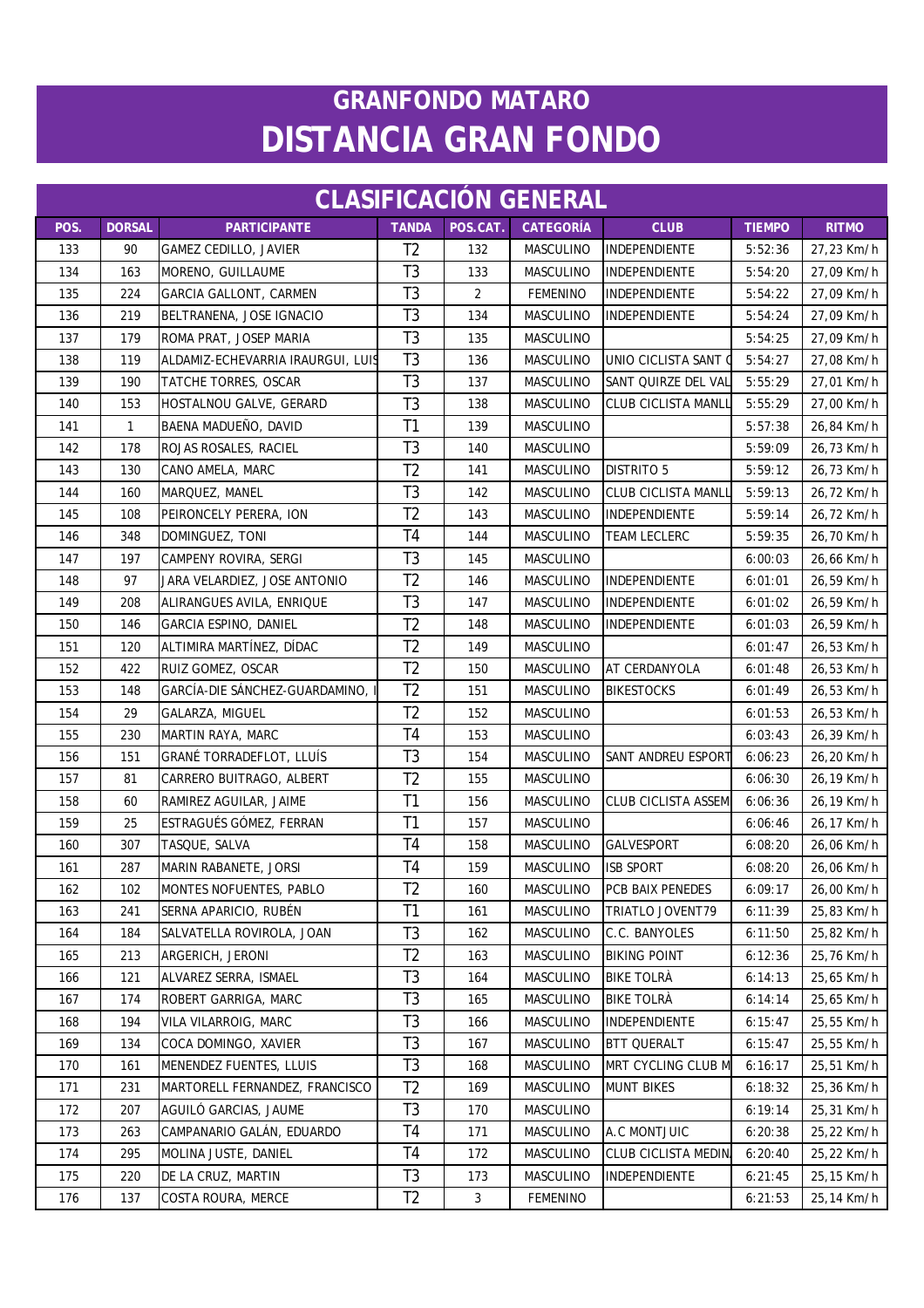# GRANFONDO MATARO
# DISTANCIA GRAN FONDO

## CLASIFICACIÓN GENERAL

| POS. | DORSAL | PARTICIPANTE | TANDA | POS.CAT. | CATEGORÍA | CLUB | TIEMPO | RITMO |
|---|---|---|---|---|---|---|---|---|
| 133 | 90 | GAMEZ CEDILLO, JAVIER | T2 | 132 | MASCULINO | INDEPENDIENTE | 5:52:36 | 27,23 Km/h |
| 134 | 163 | MORENO, GUILLAUME | T3 | 133 | MASCULINO | INDEPENDIENTE | 5:54:20 | 27,09 Km/h |
| 135 | 224 | GARCIA GALLONT, CARMEN | T3 | 2 | FEMENINO | INDEPENDIENTE | 5:54:22 | 27,09 Km/h |
| 136 | 219 | BELTRANENA, JOSE IGNACIO | T3 | 134 | MASCULINO | INDEPENDIENTE | 5:54:24 | 27,09 Km/h |
| 137 | 179 | ROMA PRAT, JOSEP MARIA | T3 | 135 | MASCULINO | | 5:54:25 | 27,09 Km/h |
| 138 | 119 | ALDAMIZ-ECHEVARRIA IRAURGUI, LUIS | T3 | 136 | MASCULINO | UNIO CICLISTA SANT C | 5:54:27 | 27,08 Km/h |
| 139 | 190 | TATCHE TORRES, OSCAR | T3 | 137 | MASCULINO | SANT QUIRZE DEL VAL | 5:55:29 | 27,01 Km/h |
| 140 | 153 | HOSTALNOU GALVE, GERARD | T3 | 138 | MASCULINO | CLUB CICLISTA MANLL | 5:55:29 | 27,00 Km/h |
| 141 | 1 | BAENA MADUEÑO, DAVID | T1 | 139 | MASCULINO | | 5:57:38 | 26,84 Km/h |
| 142 | 178 | ROJAS ROSALES, RACIEL | T3 | 140 | MASCULINO | | 5:59:09 | 26,73 Km/h |
| 143 | 130 | CANO AMELA, MARC | T2 | 141 | MASCULINO | DISTRITO 5 | 5:59:12 | 26,73 Km/h |
| 144 | 160 | MARQUEZ, MANEL | T3 | 142 | MASCULINO | CLUB CICLISTA MANLL | 5:59:13 | 26,72 Km/h |
| 145 | 108 | PEIRONCELY PERERA, ION | T2 | 143 | MASCULINO | INDEPENDIENTE | 5:59:14 | 26,72 Km/h |
| 146 | 348 | DOMINGUEZ, TONI | T4 | 144 | MASCULINO | TEAM LECLERC | 5:59:35 | 26,70 Km/h |
| 147 | 197 | CAMPENY ROVIRA, SERGI | T3 | 145 | MASCULINO | | 6:00:03 | 26,66 Km/h |
| 148 | 97 | JARA VELARDIEZ, JOSE ANTONIO | T2 | 146 | MASCULINO | INDEPENDIENTE | 6:01:01 | 26,59 Km/h |
| 149 | 208 | ALIRANGUES AVILA, ENRIQUE | T3 | 147 | MASCULINO | INDEPENDIENTE | 6:01:02 | 26,59 Km/h |
| 150 | 146 | GARCIA ESPINO, DANIEL | T2 | 148 | MASCULINO | INDEPENDIENTE | 6:01:03 | 26,59 Km/h |
| 151 | 120 | ALTIMIRA MARTÍNEZ, DÍDAC | T2 | 149 | MASCULINO | | 6:01:47 | 26,53 Km/h |
| 152 | 422 | RUIZ GOMEZ, OSCAR | T2 | 150 | MASCULINO | AT CERDANYOLA | 6:01:48 | 26,53 Km/h |
| 153 | 148 | GARCÍA-DIE SÁNCHEZ-GUARDAMINO, I | T2 | 151 | MASCULINO | BIKESTOCKS | 6:01:49 | 26,53 Km/h |
| 154 | 29 | GALARZA, MIGUEL | T2 | 152 | MASCULINO | | 6:01:53 | 26,53 Km/h |
| 155 | 230 | MARTIN RAYA, MARC | T4 | 153 | MASCULINO | | 6:03:43 | 26,39 Km/h |
| 156 | 151 | GRANÉ TORRADEFLOT, LLUÍS | T3 | 154 | MASCULINO | SANT ANDREU ESPORT | 6:06:23 | 26,20 Km/h |
| 157 | 81 | CARRERO BUITRAGO, ALBERT | T2 | 155 | MASCULINO | | 6:06:30 | 26,19 Km/h |
| 158 | 60 | RAMIREZ AGUILAR, JAIME | T1 | 156 | MASCULINO | CLUB CICLISTA ASSEM | 6:06:36 | 26,19 Km/h |
| 159 | 25 | ESTRAGUÉS GÓMEZ, FERRAN | T1 | 157 | MASCULINO | | 6:06:46 | 26,17 Km/h |
| 160 | 307 | TASQUE, SALVA | T4 | 158 | MASCULINO | GALVESPORT | 6:08:20 | 26,06 Km/h |
| 161 | 287 | MARIN RABANETE, JORSI | T4 | 159 | MASCULINO | ISB SPORT | 6:08:20 | 26,06 Km/h |
| 162 | 102 | MONTES NOFUENTES, PABLO | T2 | 160 | MASCULINO | PCB BAIX PENEDES | 6:09:17 | 26,00 Km/h |
| 163 | 241 | SERNA APARICIO, RUBÉN | T1 | 161 | MASCULINO | TRIATLO JOVENT79 | 6:11:39 | 25,83 Km/h |
| 164 | 184 | SALVATELLA ROVIROLA, JOAN | T3 | 162 | MASCULINO | C.C. BANYOLES | 6:11:50 | 25,82 Km/h |
| 165 | 213 | ARGERICH, JERONI | T2 | 163 | MASCULINO | BIKING POINT | 6:12:36 | 25,76 Km/h |
| 166 | 121 | ALVAREZ SERRA, ISMAEL | T3 | 164 | MASCULINO | BIKE TOLRÀ | 6:14:13 | 25,65 Km/h |
| 167 | 174 | ROBERT GARRIGA, MARC | T3 | 165 | MASCULINO | BIKE TOLRÀ | 6:14:14 | 25,65 Km/h |
| 168 | 194 | VILA VILARROIG, MARC | T3 | 166 | MASCULINO | INDEPENDIENTE | 6:15:47 | 25,55 Km/h |
| 169 | 134 | COCA DOMINGO, XAVIER | T3 | 167 | MASCULINO | BTT QUERALT | 6:15:47 | 25,55 Km/h |
| 170 | 161 | MENENDEZ FUENTES, LLUIS | T3 | 168 | MASCULINO | MRT CYCLING CLUB M | 6:16:17 | 25,51 Km/h |
| 171 | 231 | MARTORELL FERNANDEZ, FRANCISCO | T2 | 169 | MASCULINO | MUNT BIKES | 6:18:32 | 25,36 Km/h |
| 172 | 207 | AGUILÓ GARCIAS, JAUME | T3 | 170 | MASCULINO | | 6:19:14 | 25,31 Km/h |
| 173 | 263 | CAMPANARIO GALÁN, EDUARDO | T4 | 171 | MASCULINO | A.C MONTJUIC | 6:20:38 | 25,22 Km/h |
| 174 | 295 | MOLINA JUSTE, DANIEL | T4 | 172 | MASCULINO | CLUB CICLISTA MEDIN | 6:20:40 | 25,22 Km/h |
| 175 | 220 | DE LA CRUZ, MARTIN | T3 | 173 | MASCULINO | INDEPENDIENTE | 6:21:45 | 25,15 Km/h |
| 176 | 137 | COSTA ROURA, MERCE | T2 | 3 | FEMENINO | | 6:21:53 | 25,14 Km/h |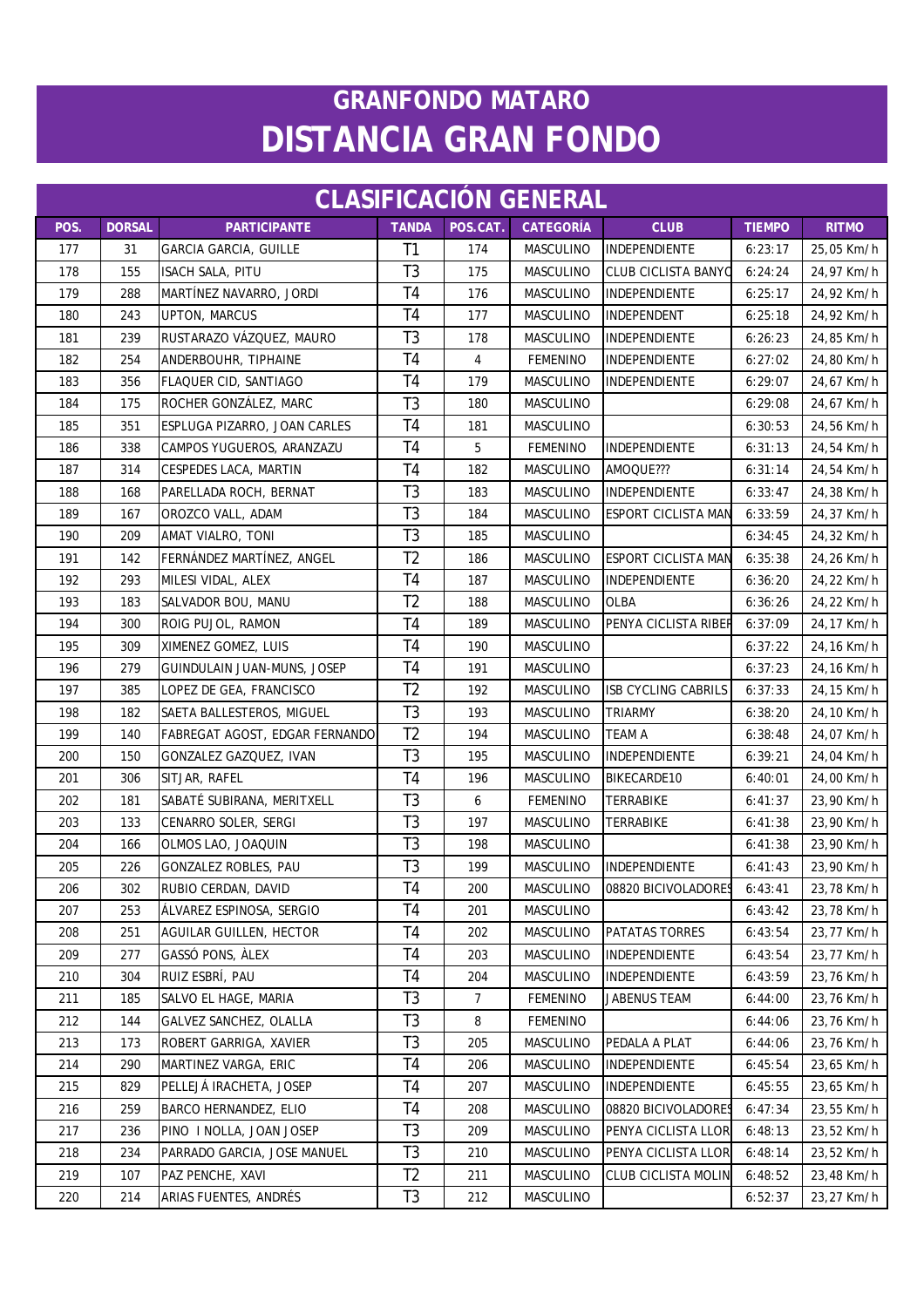# GRANFONDO MATARO

# DISTANCIA GRAN FONDO

## CLASIFICACIÓN GENERAL

| POS. | DORSAL | PARTICIPANTE | TANDA | POS.CAT. | CATEGORÍA | CLUB | TIEMPO | RITMO |
|---|---|---|---|---|---|---|---|---|
| 177 | 31 | GARCIA GARCIA, GUILLE | T1 | 174 | MASCULINO | INDEPENDIENTE | 6:23:17 | 25,05 Km/h |
| 178 | 155 | ISACH SALA, PITU | T3 | 175 | MASCULINO | CLUB CICLISTA BANYO | 6:24:24 | 24,97 Km/h |
| 179 | 288 | MARTÍNEZ NAVARRO, JORDI | T4 | 176 | MASCULINO | INDEPENDIENTE | 6:25:17 | 24,92 Km/h |
| 180 | 243 | UPTON, MARCUS | T4 | 177 | MASCULINO | INDEPENDENT | 6:25:18 | 24,92 Km/h |
| 181 | 239 | RUSTARAZO VÁZQUEZ, MAURO | T3 | 178 | MASCULINO | INDEPENDIENTE | 6:26:23 | 24,85 Km/h |
| 182 | 254 | ANDERBOUHR, TIPHAINE | T4 | 4 | FEMENINO | INDEPENDIENTE | 6:27:02 | 24,80 Km/h |
| 183 | 356 | FLAQUER CID, SANTIAGO | T4 | 179 | MASCULINO | INDEPENDIENTE | 6:29:07 | 24,67 Km/h |
| 184 | 175 | ROCHER GONZÁLEZ, MARC | T3 | 180 | MASCULINO | | 6:29:08 | 24,67 Km/h |
| 185 | 351 | ESPLUGA PIZARRO, JOAN CARLES | T4 | 181 | MASCULINO | | 6:30:53 | 24,56 Km/h |
| 186 | 338 | CAMPOS YUGUEROS, ARANZAZU | T4 | 5 | FEMENINO | INDEPENDIENTE | 6:31:13 | 24,54 Km/h |
| 187 | 314 | CESPEDES LACA, MARTIN | T4 | 182 | MASCULINO | AMOQUE??? | 6:31:14 | 24,54 Km/h |
| 188 | 168 | PARELLADA ROCH, BERNAT | T3 | 183 | MASCULINO | INDEPENDIENTE | 6:33:47 | 24,38 Km/h |
| 189 | 167 | OROZCO VALL, ADAM | T3 | 184 | MASCULINO | ESPORT CICLISTA MAN | 6:33:59 | 24,37 Km/h |
| 190 | 209 | AMAT VIALRO, TONI | T3 | 185 | MASCULINO | | 6:34:45 | 24,32 Km/h |
| 191 | 142 | FERNÁNDEZ MARTÍNEZ, ANGEL | T2 | 186 | MASCULINO | ESPORT CICLISTA MAN | 6:35:38 | 24,26 Km/h |
| 192 | 293 | MILESI VIDAL, ALEX | T4 | 187 | MASCULINO | INDEPENDIENTE | 6:36:20 | 24,22 Km/h |
| 193 | 183 | SALVADOR BOU, MANU | T2 | 188 | MASCULINO | OLBA | 6:36:26 | 24,22 Km/h |
| 194 | 300 | ROIG PUJOL, RAMON | T4 | 189 | MASCULINO | PENYA CICLISTA RIBER | 6:37:09 | 24,17 Km/h |
| 195 | 309 | XIMENEZ GOMEZ, LUIS | T4 | 190 | MASCULINO | | 6:37:22 | 24,16 Km/h |
| 196 | 279 | GUINDULAIN JUAN-MUNS, JOSEP | T4 | 191 | MASCULINO | | 6:37:23 | 24,16 Km/h |
| 197 | 385 | LOPEZ DE GEA, FRANCISCO | T2 | 192 | MASCULINO | ISB CYCLING CABRILS | 6:37:33 | 24,15 Km/h |
| 198 | 182 | SAETA BALLESTEROS, MIGUEL | T3 | 193 | MASCULINO | TRIARMY | 6:38:20 | 24,10 Km/h |
| 199 | 140 | FABREGAT AGOST, EDGAR FERNANDO | T2 | 194 | MASCULINO | TEAM A | 6:38:48 | 24,07 Km/h |
| 200 | 150 | GONZALEZ GAZQUEZ, IVAN | T3 | 195 | MASCULINO | INDEPENDIENTE | 6:39:21 | 24,04 Km/h |
| 201 | 306 | SITJAR, RAFEL | T4 | 196 | MASCULINO | BIKECARDE10 | 6:40:01 | 24,00 Km/h |
| 202 | 181 | SABATÉ SUBIRANA, MERITXELL | T3 | 6 | FEMENINO | TERRABIKE | 6:41:37 | 23,90 Km/h |
| 203 | 133 | CENARRO SOLER, SERGI | T3 | 197 | MASCULINO | TERRABIKE | 6:41:38 | 23,90 Km/h |
| 204 | 166 | OLMOS LAO, JOAQUIN | T3 | 198 | MASCULINO | | 6:41:38 | 23,90 Km/h |
| 205 | 226 | GONZALEZ ROBLES, PAU | T3 | 199 | MASCULINO | INDEPENDIENTE | 6:41:43 | 23,90 Km/h |
| 206 | 302 | RUBIO CERDAN, DAVID | T4 | 200 | MASCULINO | 08820 BICIVOLADORES | 6:43:41 | 23,78 Km/h |
| 207 | 253 | ÁLVAREZ ESPINOSA, SERGIO | T4 | 201 | MASCULINO | | 6:43:42 | 23,78 Km/h |
| 208 | 251 | AGUILAR GUILLEN, HECTOR | T4 | 202 | MASCULINO | PATATAS TORRES | 6:43:54 | 23,77 Km/h |
| 209 | 277 | GASSÓ PONS, ÀLEX | T4 | 203 | MASCULINO | INDEPENDIENTE | 6:43:54 | 23,77 Km/h |
| 210 | 304 | RUIZ ESBRÍ, PAU | T4 | 204 | MASCULINO | INDEPENDIENTE | 6:43:59 | 23,76 Km/h |
| 211 | 185 | SALVO EL HAGE, MARIA | T3 | 7 | FEMENINO | JABENUS TEAM | 6:44:00 | 23,76 Km/h |
| 212 | 144 | GALVEZ SANCHEZ, OLALLA | T3 | 8 | FEMENINO | | 6:44:06 | 23,76 Km/h |
| 213 | 173 | ROBERT GARRIGA, XAVIER | T3 | 205 | MASCULINO | PEDALA A PLAT | 6:44:06 | 23,76 Km/h |
| 214 | 290 | MARTINEZ VARGA, ERIC | T4 | 206 | MASCULINO | INDEPENDIENTE | 6:45:54 | 23,65 Km/h |
| 215 | 829 | PELLEJÁ IRACHETA, JOSEP | T4 | 207 | MASCULINO | INDEPENDIENTE | 6:45:55 | 23,65 Km/h |
| 216 | 259 | BARCO HERNANDEZ, ELIO | T4 | 208 | MASCULINO | 08820 BICIVOLADORES | 6:47:34 | 23,55 Km/h |
| 217 | 236 | PINO I NOLLA, JOAN JOSEP | T3 | 209 | MASCULINO | PENYA CICLISTA LLOR | 6:48:13 | 23,52 Km/h |
| 218 | 234 | PARRADO GARCIA, JOSE MANUEL | T3 | 210 | MASCULINO | PENYA CICLISTA LLOR | 6:48:14 | 23,52 Km/h |
| 219 | 107 | PAZ PENCHE, XAVI | T2 | 211 | MASCULINO | CLUB CICLISTA MOLIN | 6:48:52 | 23,48 Km/h |
| 220 | 214 | ARIAS FUENTES, ANDRÉS | T3 | 212 | MASCULINO | | 6:52:37 | 23,27 Km/h |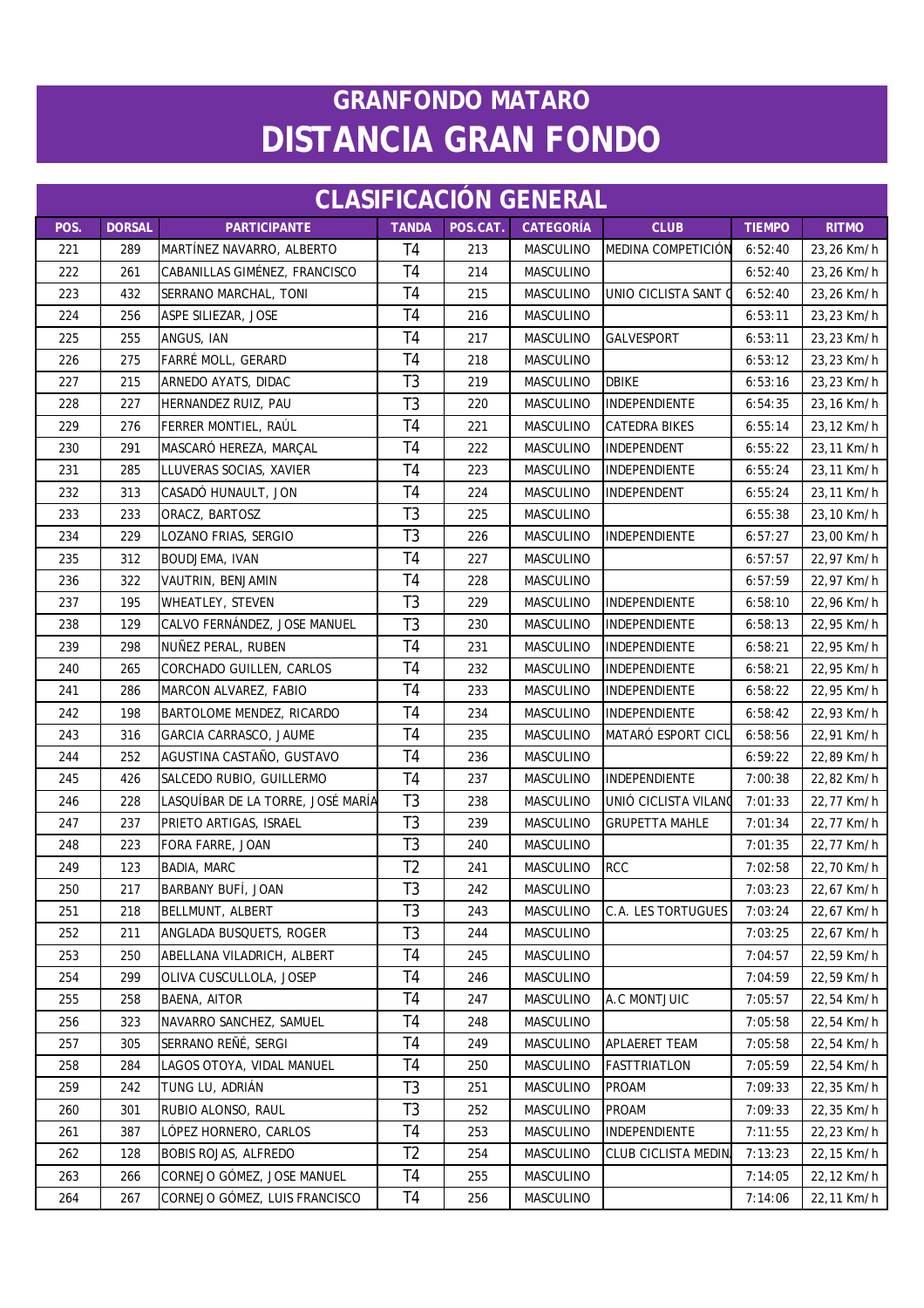# GRANFONDO MATARO
# DISTANCIA GRAN FONDO

## CLASIFICACIÓN GENERAL

| POS. | DORSAL | PARTICIPANTE | TANDA | POS.CAT. | CATEGORÍA | CLUB | TIEMPO | RITMO |
|---|---|---|---|---|---|---|---|---|
| 221 | 289 | MARTÍNEZ NAVARRO, ALBERTO | T4 | 213 | MASCULINO | MEDINA COMPETICIÓN | 6:52:40 | 23,26 Km/h |
| 222 | 261 | CABANILLAS GIMÉNEZ, FRANCISCO | T4 | 214 | MASCULINO | | 6:52:40 | 23,26 Km/h |
| 223 | 432 | SERRANO MARCHAL, TONI | T4 | 215 | MASCULINO | UNIO CICLISTA SANT C | 6:52:40 | 23,26 Km/h |
| 224 | 256 | ASPE SILIEZAR, JOSE | T4 | 216 | MASCULINO | | 6:53:11 | 23,23 Km/h |
| 225 | 255 | ANGUS, IAN | T4 | 217 | MASCULINO | GALVESPORT | 6:53:11 | 23,23 Km/h |
| 226 | 275 | FARRÉ MOLL, GERARD | T4 | 218 | MASCULINO | | 6:53:12 | 23,23 Km/h |
| 227 | 215 | ARNEDO AYATS, DIDAC | T3 | 219 | MASCULINO | DBIKE | 6:53:16 | 23,23 Km/h |
| 228 | 227 | HERNANDEZ RUIZ, PAU | T3 | 220 | MASCULINO | INDEPENDIENTE | 6:54:35 | 23,16 Km/h |
| 229 | 276 | FERRER MONTIEL, RAÚL | T4 | 221 | MASCULINO | CATEDRA BIKES | 6:55:14 | 23,12 Km/h |
| 230 | 291 | MASCARÓ HEREZA, MARÇAL | T4 | 222 | MASCULINO | INDEPENDENT | 6:55:22 | 23,11 Km/h |
| 231 | 285 | LLUVERAS SOCIAS, XAVIER | T4 | 223 | MASCULINO | INDEPENDIENTE | 6:55:24 | 23,11 Km/h |
| 232 | 313 | CASADÓ HUNAULT, JON | T4 | 224 | MASCULINO | INDEPENDENT | 6:55:24 | 23,11 Km/h |
| 233 | 233 | ORACZ, BARTOSZ | T3 | 225 | MASCULINO | | 6:55:38 | 23,10 Km/h |
| 234 | 229 | LOZANO FRIAS, SERGIO | T3 | 226 | MASCULINO | INDEPENDIENTE | 6:57:27 | 23,00 Km/h |
| 235 | 312 | BOUDJEMA, IVAN | T4 | 227 | MASCULINO | | 6:57:57 | 22,97 Km/h |
| 236 | 322 | VAUTRIN, BENJAMIN | T4 | 228 | MASCULINO | | 6:57:59 | 22,97 Km/h |
| 237 | 195 | WHEATLEY, STEVEN | T3 | 229 | MASCULINO | INDEPENDIENTE | 6:58:10 | 22,96 Km/h |
| 238 | 129 | CALVO FERNÁNDEZ, JOSE MANUEL | T3 | 230 | MASCULINO | INDEPENDIENTE | 6:58:13 | 22,95 Km/h |
| 239 | 298 | NUÑEZ PERAL, RUBEN | T4 | 231 | MASCULINO | INDEPENDIENTE | 6:58:21 | 22,95 Km/h |
| 240 | 265 | CORCHADO GUILLEN, CARLOS | T4 | 232 | MASCULINO | INDEPENDIENTE | 6:58:21 | 22,95 Km/h |
| 241 | 286 | MARCON ALVAREZ, FABIO | T4 | 233 | MASCULINO | INDEPENDIENTE | 6:58:22 | 22,95 Km/h |
| 242 | 198 | BARTOLOME MENDEZ, RICARDO | T4 | 234 | MASCULINO | INDEPENDIENTE | 6:58:42 | 22,93 Km/h |
| 243 | 316 | GARCIA CARRASCO, JAUME | T4 | 235 | MASCULINO | MATARÓ ESPORT CICL | 6:58:56 | 22,91 Km/h |
| 244 | 252 | AGUSTINA CASTAÑO, GUSTAVO | T4 | 236 | MASCULINO | | 6:59:22 | 22,89 Km/h |
| 245 | 426 | SALCEDO RUBIO, GUILLERMO | T4 | 237 | MASCULINO | INDEPENDIENTE | 7:00:38 | 22,82 Km/h |
| 246 | 228 | LASQUÍBAR DE LA TORRE, JOSÉ MARÍA | T3 | 238 | MASCULINO | UNIÓ CICLISTA VILANO | 7:01:33 | 22,77 Km/h |
| 247 | 237 | PRIETO ARTIGAS, ISRAEL | T3 | 239 | MASCULINO | GRUPETTA MAHLE | 7:01:34 | 22,77 Km/h |
| 248 | 223 | FORA FARRE, JOAN | T3 | 240 | MASCULINO | | 7:01:35 | 22,77 Km/h |
| 249 | 123 | BADIA, MARC | T2 | 241 | MASCULINO | RCC | 7:02:58 | 22,70 Km/h |
| 250 | 217 | BARBANY BUFÍ, JOAN | T3 | 242 | MASCULINO | | 7:03:23 | 22,67 Km/h |
| 251 | 218 | BELLMUNT, ALBERT | T3 | 243 | MASCULINO | C.A. LES TORTUGUES | 7:03:24 | 22,67 Km/h |
| 252 | 211 | ANGLADA BUSQUETS, ROGER | T3 | 244 | MASCULINO | | 7:03:25 | 22,67 Km/h |
| 253 | 250 | ABELLANA VILADRICH, ALBERT | T4 | 245 | MASCULINO | | 7:04:57 | 22,59 Km/h |
| 254 | 299 | OLIVA CUSCULLOLA, JOSEP | T4 | 246 | MASCULINO | | 7:04:59 | 22,59 Km/h |
| 255 | 258 | BAENA, AITOR | T4 | 247 | MASCULINO | A.C MONTJUIC | 7:05:57 | 22,54 Km/h |
| 256 | 323 | NAVARRO SANCHEZ, SAMUEL | T4 | 248 | MASCULINO | | 7:05:58 | 22,54 Km/h |
| 257 | 305 | SERRANO REÑÉ, SERGI | T4 | 249 | MASCULINO | APLAERET TEAM | 7:05:58 | 22,54 Km/h |
| 258 | 284 | LAGOS OTOYA, VIDAL MANUEL | T4 | 250 | MASCULINO | FASTTRIATLON | 7:05:59 | 22,54 Km/h |
| 259 | 242 | TUNG LU, ADRIÁN | T3 | 251 | MASCULINO | PROAM | 7:09:33 | 22,35 Km/h |
| 260 | 301 | RUBIO ALONSO, RAUL | T3 | 252 | MASCULINO | PROAM | 7:09:33 | 22,35 Km/h |
| 261 | 387 | LÓPEZ HORNERO, CARLOS | T4 | 253 | MASCULINO | INDEPENDIENTE | 7:11:55 | 22,23 Km/h |
| 262 | 128 | BOBIS ROJAS, ALFREDO | T2 | 254 | MASCULINO | CLUB CICLISTA MEDIN | 7:13:23 | 22,15 Km/h |
| 263 | 266 | CORNEJO GÓMEZ, JOSE MANUEL | T4 | 255 | MASCULINO | | 7:14:05 | 22,12 Km/h |
| 264 | 267 | CORNEJO GÓMEZ, LUIS FRANCISCO | T4 | 256 | MASCULINO | | 7:14:06 | 22,11 Km/h |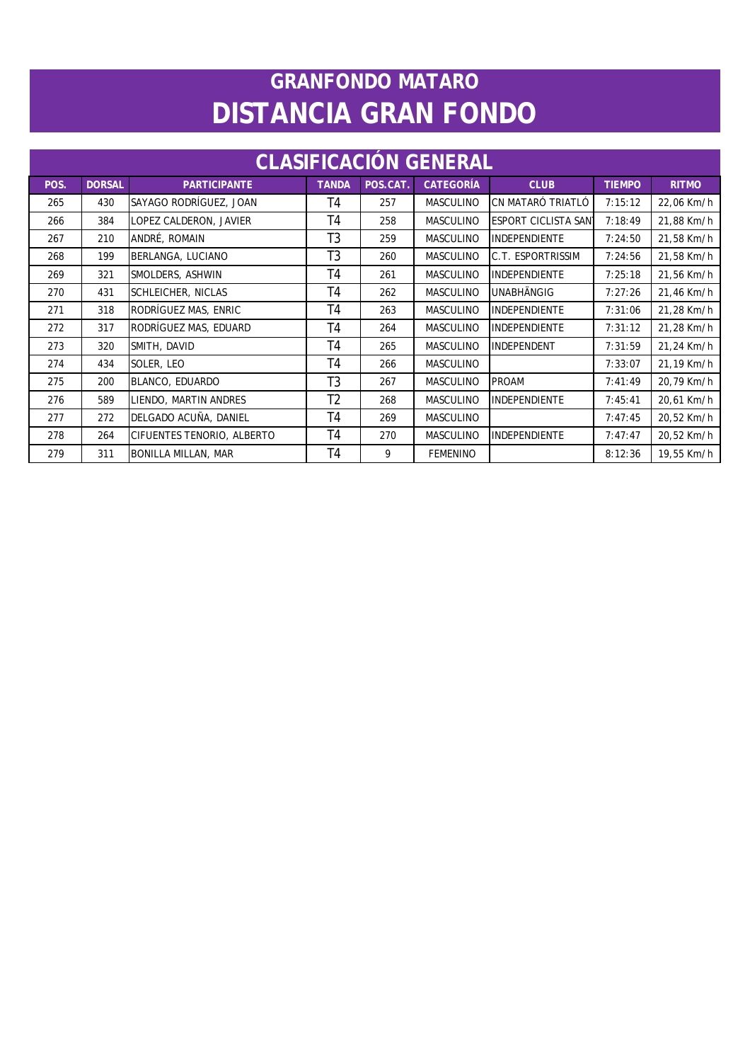# GRANFONDO MATARO
# DISTANCIA GRAN FONDO

## CLASIFICACIÓN GENERAL

| POS. | DORSAL | PARTICIPANTE | TANDA | POS.CAT. | CATEGORÍA | CLUB | TIEMPO | RITMO |
|---|---|---|---|---|---|---|---|---|
| 265 | 430 | SAYAGO RODRÍGUEZ, JOAN | T4 | 257 | MASCULINO | CN MATARÓ TRIATLÓ | 7:15:12 | 22,06 Km/h |
| 266 | 384 | LOPEZ CALDERON, JAVIER | T4 | 258 | MASCULINO | ESPORT CICLISTA SANT | 7:18:49 | 21,88 Km/h |
| 267 | 210 | ANDRÉ, ROMAIN | T3 | 259 | MASCULINO | INDEPENDIENTE | 7:24:50 | 21,58 Km/h |
| 268 | 199 | BERLANGA, LUCIANO | T3 | 260 | MASCULINO | C.T. ESPORTRISSIM | 7:24:56 | 21,58 Km/h |
| 269 | 321 | SMOLDERS, ASHWIN | T4 | 261 | MASCULINO | INDEPENDIENTE | 7:25:18 | 21,56 Km/h |
| 270 | 431 | SCHLEICHER, NICLAS | T4 | 262 | MASCULINO | UNABHÄNGIG | 7:27:26 | 21,46 Km/h |
| 271 | 318 | RODRÍGUEZ MAS, ENRIC | T4 | 263 | MASCULINO | INDEPENDIENTE | 7:31:06 | 21,28 Km/h |
| 272 | 317 | RODRÍGUEZ MAS, EDUARD | T4 | 264 | MASCULINO | INDEPENDIENTE | 7:31:12 | 21,28 Km/h |
| 273 | 320 | SMITH, DAVID | T4 | 265 | MASCULINO | INDEPENDENT | 7:31:59 | 21,24 Km/h |
| 274 | 434 | SOLER, LEO | T4 | 266 | MASCULINO | | 7:33:07 | 21,19 Km/h |
| 275 | 200 | BLANCO, EDUARDO | T3 | 267 | MASCULINO | PROAM | 7:41:49 | 20,79 Km/h |
| 276 | 589 | LIENDO, MARTIN ANDRES | T2 | 268 | MASCULINO | INDEPENDIENTE | 7:45:41 | 20,61 Km/h |
| 277 | 272 | DELGADO ACUÑA, DANIEL | T4 | 269 | MASCULINO | | 7:47:45 | 20,52 Km/h |
| 278 | 264 | CIFUENTES TENORIO, ALBERTO | T4 | 270 | MASCULINO | INDEPENDIENTE | 7:47:47 | 20,52 Km/h |
| 279 | 311 | BONILLA MILLAN, MAR | T4 | 9 | FEMENINO | | 8:12:36 | 19,55 Km/h |